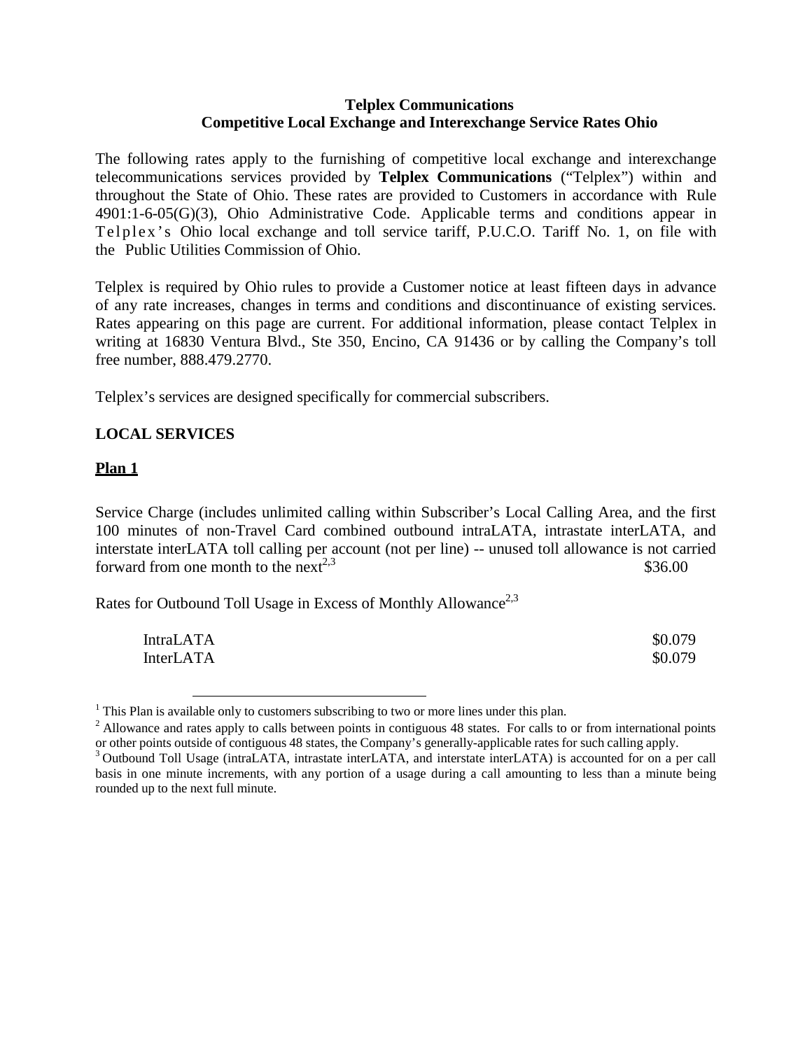**Telplex Communications**
**Competitive Local Exchange and Interexchange Service Rates Ohio**

The following rates apply to the furnishing of competitive local exchange and interexchange telecommunications services provided by **Telplex Communications** ("Telplex") within and throughout the State of Ohio. These rates are provided to Customers in accordance with Rule 4901:1-6-05(G)(3), Ohio Administrative Code. Applicable terms and conditions appear in Telplex's Ohio local exchange and toll service tariff, P.U.C.O. Tariff No. 1, on file with the Public Utilities Commission of Ohio.

Telplex is required by Ohio rules to provide a Customer notice at least fifteen days in advance of any rate increases, changes in terms and conditions and discontinuance of existing services. Rates appearing on this page are current. For additional information, please contact Telplex in writing at 16830 Ventura Blvd., Ste 350, Encino, CA 91436 or by calling the Company's toll free number, 888.479.2770.

Telplex's services are designed specifically for commercial subscribers.

## LOCAL SERVICES

### Plan 1

Service Charge (includes unlimited calling within Subscriber's Local Calling Area, and the first 100 minutes of non-Travel Card combined outbound intraLATA, intrastate interLATA, and interstate interLATA toll calling per account (not per line) -- unused toll allowance is not carried forward from one month to the next[2,3] — $36.00

Rates for Outbound Toll Usage in Excess of Monthly Allowance[2,3]

| | |
|---|---|
| IntraLATA | $0.079 |
| InterLATA | $0.079 |

---

[1] This Plan is available only to customers subscribing to two or more lines under this plan.

[2] Allowance and rates apply to calls between points in contiguous 48 states. For calls to or from international points or other points outside of contiguous 48 states, the Company's generally-applicable rates for such calling apply.

[3] Outbound Toll Usage (intraLATA, intrastate interLATA, and interstate interLATA) is accounted for on a per call basis in one minute increments, with any portion of a usage during a call amounting to less than a minute being rounded up to the next full minute.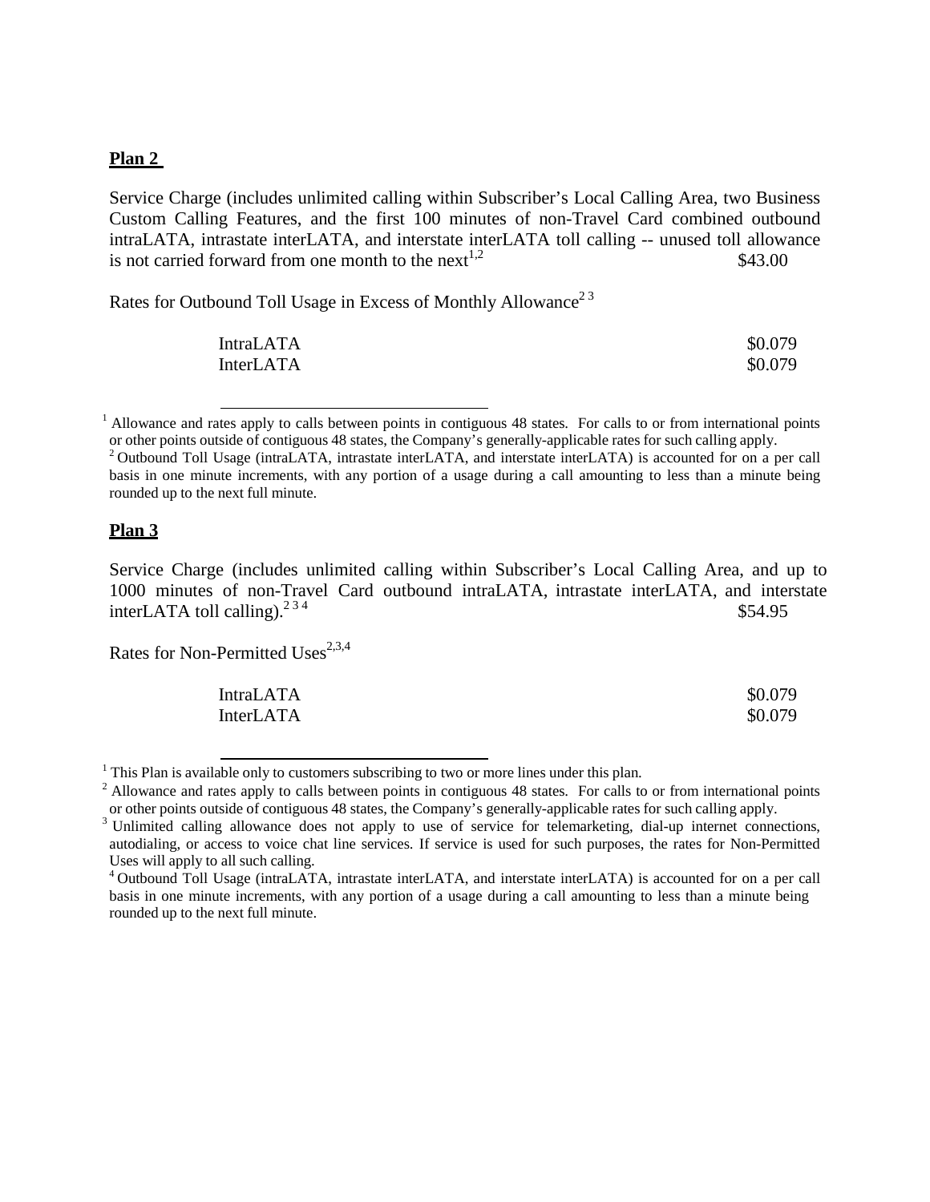**Plan 2**

Service Charge (includes unlimited calling within Subscriber's Local Calling Area, two Business Custom Calling Features, and the first 100 minutes of non-Travel Card combined outbound intraLATA, intrastate interLATA, and interstate interLATA toll calling -- unused toll allowance is not carried forward from one month to the next[1,2] $43.00

Rates for Outbound Toll Usage in Excess of Monthly Allowance[2 3]

| | |
|---|---|
| IntraLATA | \$0.079 |
| InterLATA | \$0.079 |

[1] Allowance and rates apply to calls between points in contiguous 48 states. For calls to or from international points or other points outside of contiguous 48 states, the Company's generally-applicable rates for such calling apply.

[2] Outbound Toll Usage (intraLATA, intrastate interLATA, and interstate interLATA) is accounted for on a per call basis in one minute increments, with any portion of a usage during a call amounting to less than a minute being rounded up to the next full minute.

**Plan 3**

Service Charge (includes unlimited calling within Subscriber's Local Calling Area, and up to 1000 minutes of non-Travel Card outbound intraLATA, intrastate interLATA, and interstate interLATA toll calling).[2 3 4] $54.95

Rates for Non-Permitted Uses[2,3,4]

| | |
|---|---|
| IntraLATA | \$0.079 |
| InterLATA | \$0.079 |

[1] This Plan is available only to customers subscribing to two or more lines under this plan.

[2] Allowance and rates apply to calls between points in contiguous 48 states. For calls to or from international points or other points outside of contiguous 48 states, the Company's generally-applicable rates for such calling apply.

[3] Unlimited calling allowance does not apply to use of service for telemarketing, dial-up internet connections, autodialing, or access to voice chat line services. If service is used for such purposes, the rates for Non-Permitted Uses will apply to all such calling.

[4] Outbound Toll Usage (intraLATA, intrastate interLATA, and interstate interLATA) is accounted for on a per call basis in one minute increments, with any portion of a usage during a call amounting to less than a minute being rounded up to the next full minute.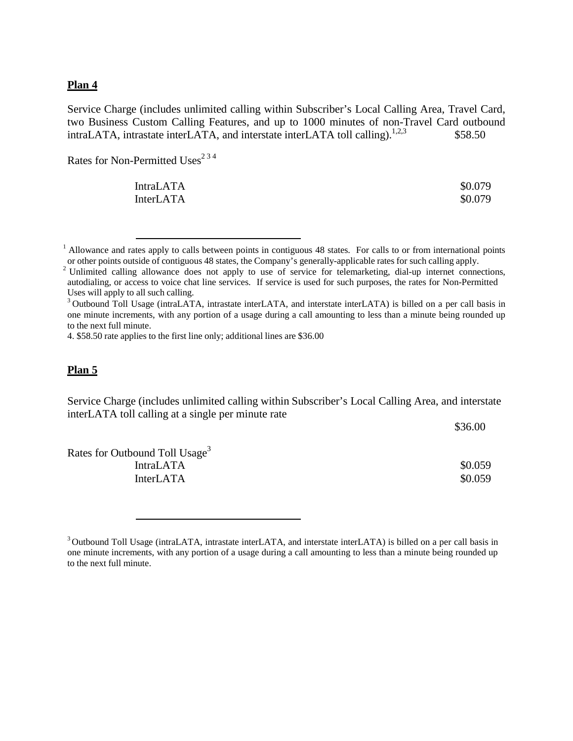**Plan 4**

Service Charge (includes unlimited calling within Subscriber's Local Calling Area, Travel Card, two Business Custom Calling Features, and up to 1000 minutes of non-Travel Card outbound intraLATA, intrastate interLATA, and interstate interLATA toll calling).[1,2,3] $58.50

Rates for Non-Permitted Uses[2 3 4]

| | |
|---|---|
| IntraLATA | $0.079 |
| InterLATA | $0.079 |

---

[1] Allowance and rates apply to calls between points in contiguous 48 states. For calls to or from international points or other points outside of contiguous 48 states, the Company's generally-applicable rates for such calling apply.

[2] Unlimited calling allowance does not apply to use of service for telemarketing, dial-up internet connections, autodialing, or access to voice chat line services. If service is used for such purposes, the rates for Non-Permitted Uses will apply to all such calling.

[3] Outbound Toll Usage (intraLATA, intrastate interLATA, and interstate interLATA) is billed on a per call basis in one minute increments, with any portion of a usage during a call amounting to less than a minute being rounded up to the next full minute.

4. $58.50 rate applies to the first line only; additional lines are $36.00

**Plan 5**

Service Charge (includes unlimited calling within Subscriber's Local Calling Area, and interstate interLATA toll calling at a single per minute rate

$36.00

Rates for Outbound Toll Usage[3]

| | |
|---|---|
| IntraLATA | $0.059 |
| InterLATA | $0.059 |

---

[3] Outbound Toll Usage (intraLATA, intrastate interLATA, and interstate interLATA) is billed on a per call basis in one minute increments, with any portion of a usage during a call amounting to less than a minute being rounded up to the next full minute.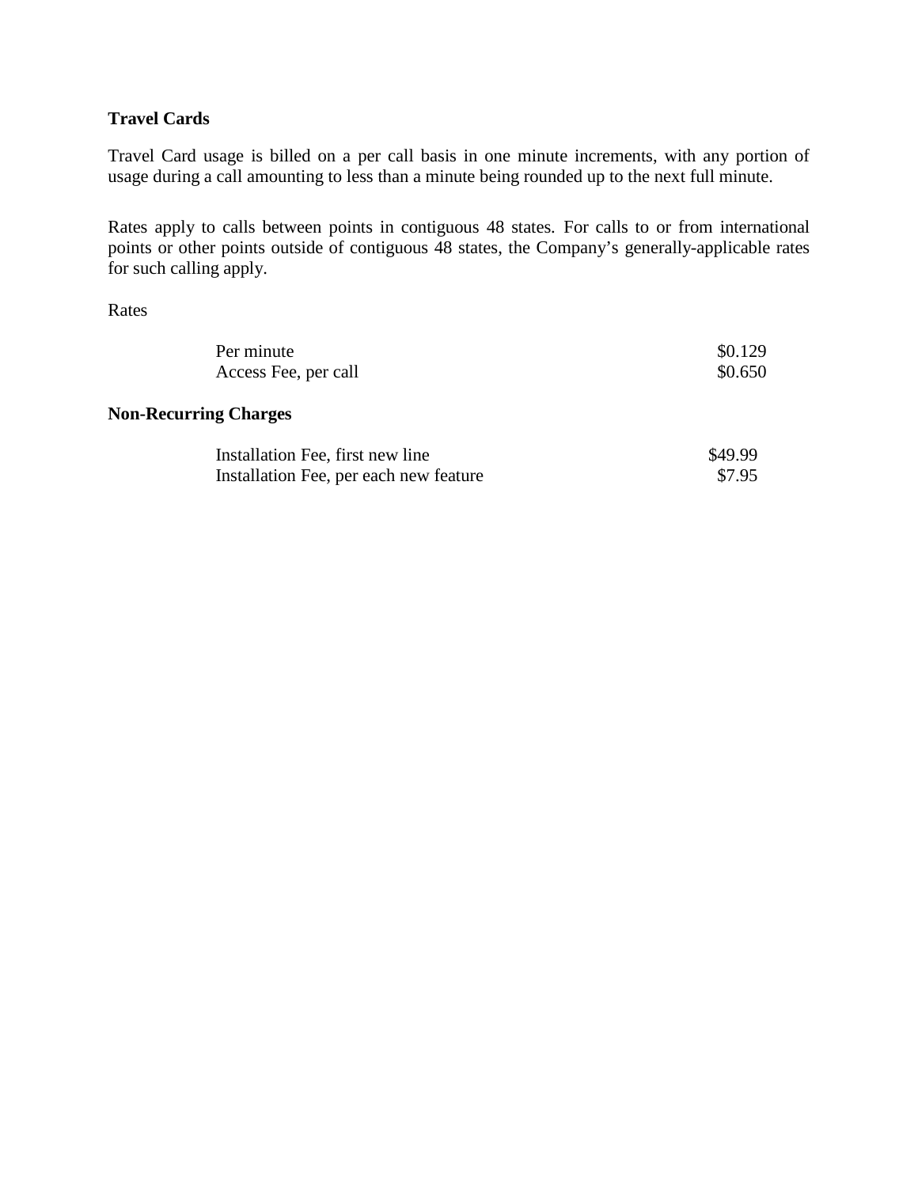**Travel Cards**

Travel Card usage is billed on a per call basis in one minute increments, with any portion of usage during a call amounting to less than a minute being rounded up to the next full minute.

Rates apply to calls between points in contiguous 48 states. For calls to or from international points or other points outside of contiguous 48 states, the Company's generally-applicable rates for such calling apply.

Rates

| | |
|---|---|
| Per minute | $0.129 |
| Access Fee, per call | $0.650 |

**Non-Recurring Charges**

| | |
|---|---|
| Installation Fee, first new line | $49.99 |
| Installation Fee, per each new feature | $7.95 |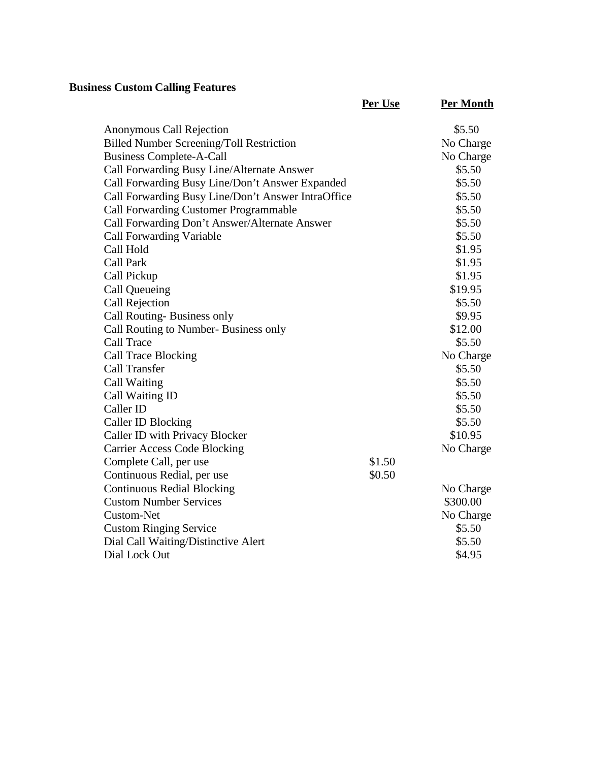**Business Custom Calling Features**

| | Per Use | Per Month |
|---|---|---|
| Anonymous Call Rejection | | $5.50 |
| Billed Number Screening/Toll Restriction | | No Charge |
| Business Complete-A-Call | | No Charge |
| Call Forwarding Busy Line/Alternate Answer | | $5.50 |
| Call Forwarding Busy Line/Don't Answer Expanded | | $5.50 |
| Call Forwarding Busy Line/Don't Answer IntraOffice | | $5.50 |
| Call Forwarding Customer Programmable | | $5.50 |
| Call Forwarding Don't Answer/Alternate Answer | | $5.50 |
| Call Forwarding Variable | | $5.50 |
| Call Hold | | $1.95 |
| Call Park | | $1.95 |
| Call Pickup | | $1.95 |
| Call Queueing | | $19.95 |
| Call Rejection | | $5.50 |
| Call Routing- Business only | | $9.95 |
| Call Routing to Number- Business only | | $12.00 |
| Call Trace | | $5.50 |
| Call Trace Blocking | | No Charge |
| Call Transfer | | $5.50 |
| Call Waiting | | $5.50 |
| Call Waiting ID | | $5.50 |
| Caller ID | | $5.50 |
| Caller ID Blocking | | $5.50 |
| Caller ID with Privacy Blocker | | $10.95 |
| Carrier Access Code Blocking | | No Charge |
| Complete Call, per use | $1.50 | |
| Continuous Redial, per use | $0.50 | |
| Continuous Redial Blocking | | No Charge |
| Custom Number Services | | $300.00 |
| Custom-Net | | No Charge |
| Custom Ringing Service | | $5.50 |
| Dial Call Waiting/Distinctive Alert | | $5.50 |
| Dial Lock Out | | $4.95 |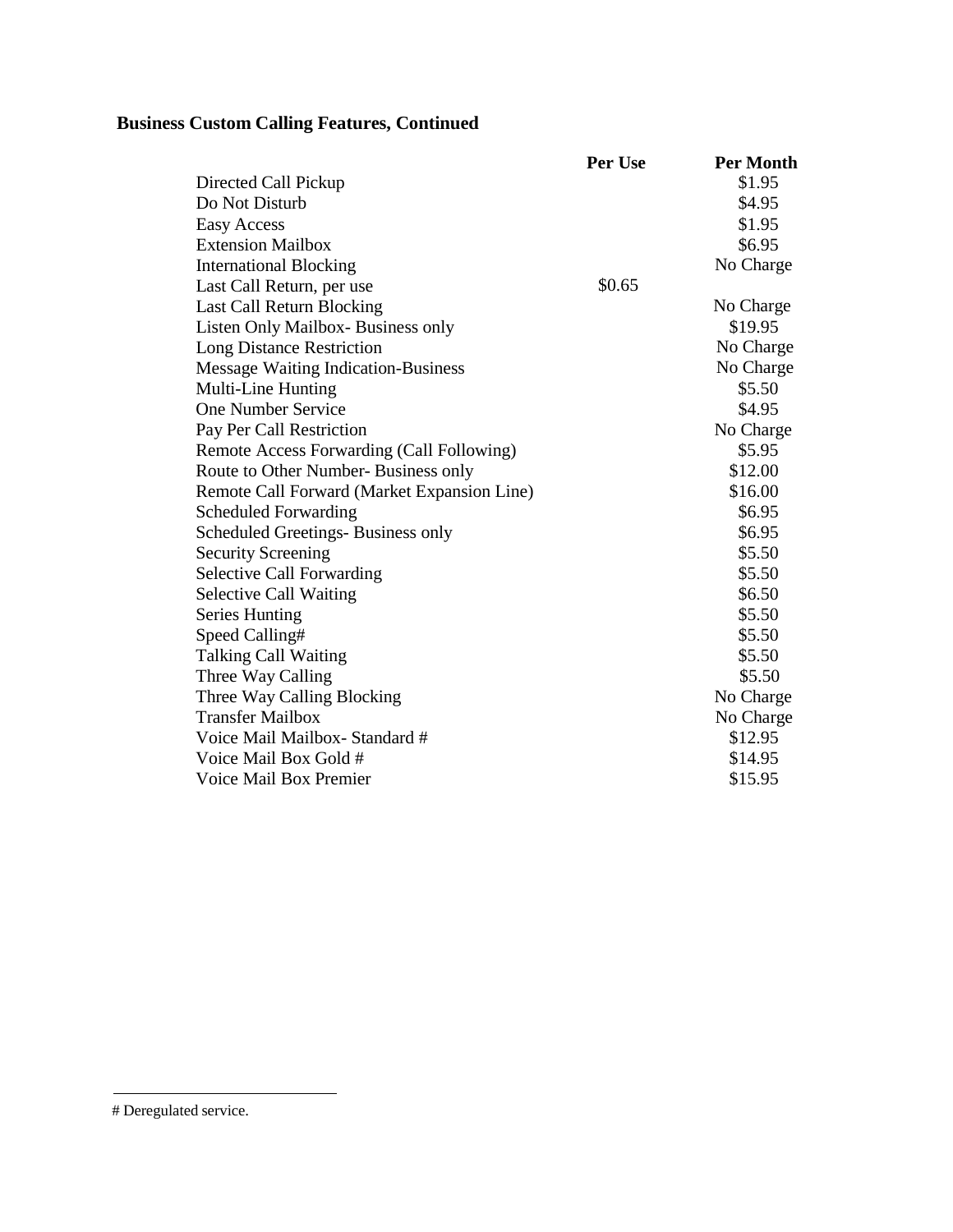## Business Custom Calling Features, Continued

| | Per Use | Per Month |
|---|---|---|
| Directed Call Pickup | | $1.95 |
| Do Not Disturb | | $4.95 |
| Easy Access | | $1.95 |
| Extension Mailbox | | $6.95 |
| International Blocking | | No Charge |
| Last Call Return, per use | $0.65 | |
| Last Call Return Blocking | | No Charge |
| Listen Only Mailbox- Business only | | $19.95 |
| Long Distance Restriction | | No Charge |
| Message Waiting Indication-Business | | No Charge |
| Multi-Line Hunting | | $5.50 |
| One Number Service | | $4.95 |
| Pay Per Call Restriction | | No Charge |
| Remote Access Forwarding (Call Following) | | $5.95 |
| Route to Other Number- Business only | | $12.00 |
| Remote Call Forward (Market Expansion Line) | | $16.00 |
| Scheduled Forwarding | | $6.95 |
| Scheduled Greetings- Business only | | $6.95 |
| Security Screening | | $5.50 |
| Selective Call Forwarding | | $5.50 |
| Selective Call Waiting | | $6.50 |
| Series Hunting | | $5.50 |
| Speed Calling# | | $5.50 |
| Talking Call Waiting | | $5.50 |
| Three Way Calling | | $5.50 |
| Three Way Calling Blocking | | No Charge |
| Transfer Mailbox | | No Charge |
| Voice Mail Mailbox- Standard # | | $12.95 |
| Voice Mail Box Gold # | | $14.95 |
| Voice Mail Box Premier | | $15.95 |

# Deregulated service.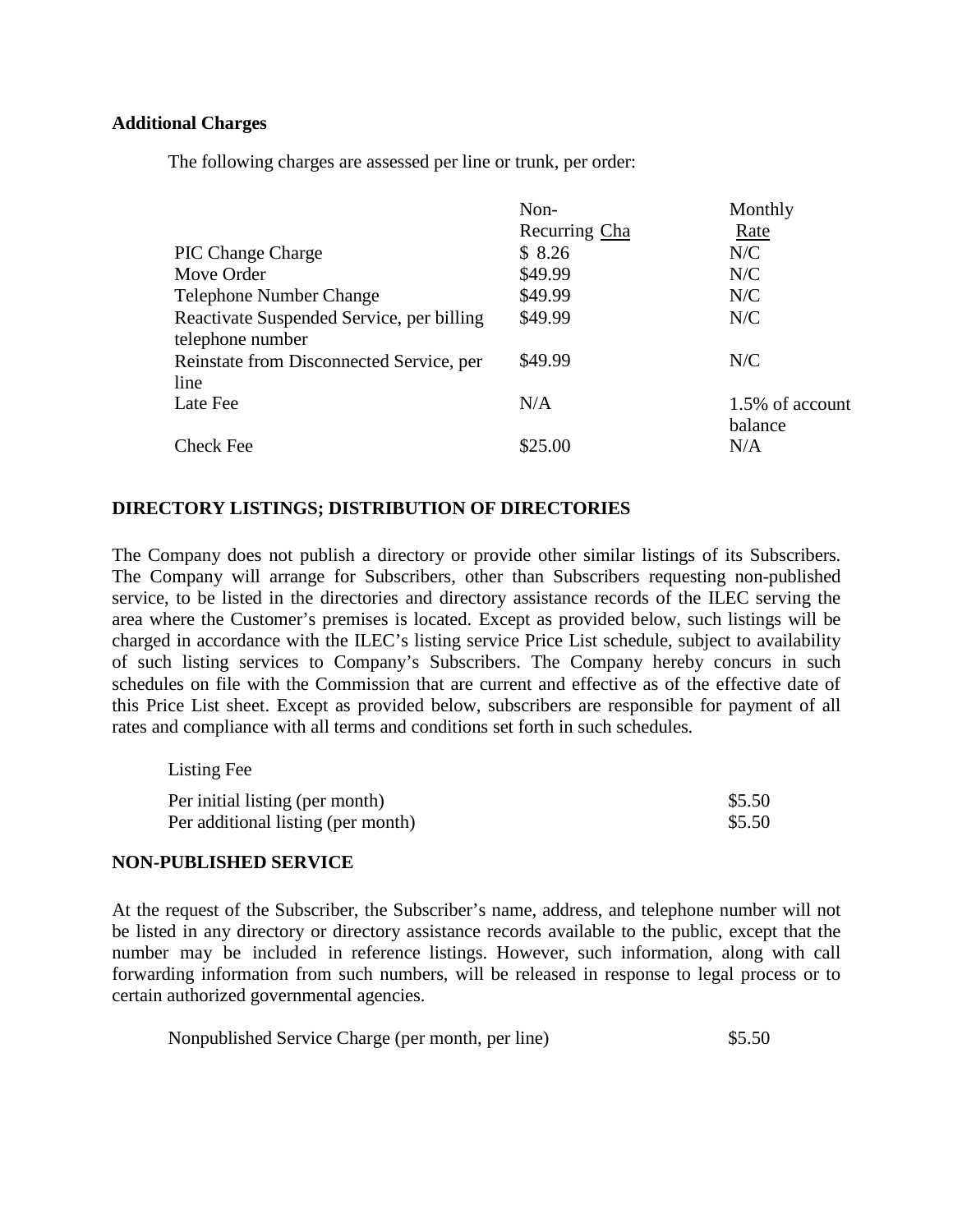**Additional Charges**

The following charges are assessed per line or trunk, per order:

| | Non-Recurring Cha | Monthly Rate |
|---|---|---|
| PIC Change Charge | $ 8.26 | N/C |
| Move Order | $49.99 | N/C |
| Telephone Number Change | $49.99 | N/C |
| Reactivate Suspended Service, per billing telephone number | $49.99 | N/C |
| Reinstate from Disconnected Service, per line | $49.99 | N/C |
| Late Fee | N/A | 1.5% of account balance |
| Check Fee | $25.00 | N/A |

**DIRECTORY LISTINGS; DISTRIBUTION OF DIRECTORIES**

The Company does not publish a directory or provide other similar listings of its Subscribers. The Company will arrange for Subscribers, other than Subscribers requesting non-published service, to be listed in the directories and directory assistance records of the ILEC serving the area where the Customer's premises is located. Except as provided below, such listings will be charged in accordance with the ILEC's listing service Price List schedule, subject to availability of such listing services to Company's Subscribers. The Company hereby concurs in such schedules on file with the Commission that are current and effective as of the effective date of this Price List sheet. Except as provided below, subscribers are responsible for payment of all rates and compliance with all terms and conditions set forth in such schedules.

Listing Fee

| | |
|---|---|
| Per initial listing (per month) | $5.50 |
| Per additional listing (per month) | $5.50 |

**NON-PUBLISHED SERVICE**

At the request of the Subscriber, the Subscriber's name, address, and telephone number will not be listed in any directory or directory assistance records available to the public, except that the number may be included in reference listings. However, such information, along with call forwarding information from such numbers, will be released in response to legal process or to certain authorized governmental agencies.

| | |
|---|---|
| Nonpublished Service Charge (per month, per line) | $5.50 |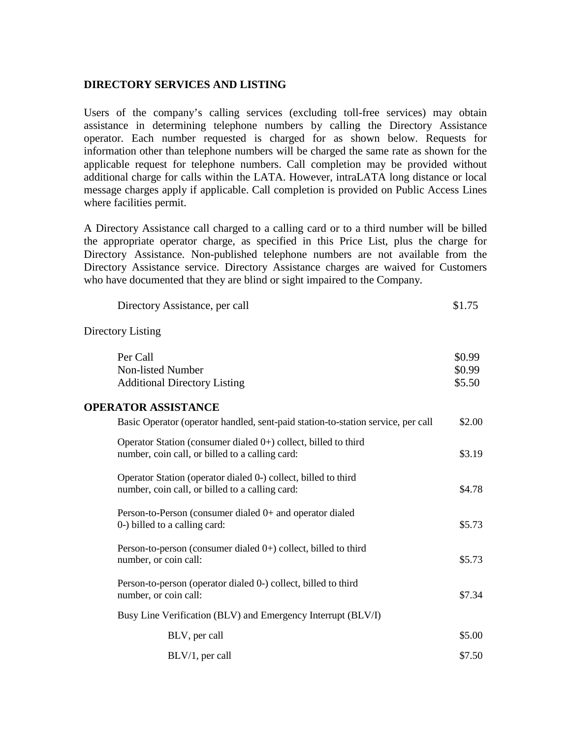## DIRECTORY SERVICES AND LISTING

Users of the company's calling services (excluding toll-free services) may obtain assistance in determining telephone numbers by calling the Directory Assistance operator. Each number requested is charged for as shown below. Requests for information other than telephone numbers will be charged the same rate as shown for the applicable request for telephone numbers. Call completion may be provided without additional charge for calls within the LATA. However, intraLATA long distance or local message charges apply if applicable. Call completion is provided on Public Access Lines where facilities permit.

A Directory Assistance call charged to a calling card or to a third number will be billed the appropriate operator charge, as specified in this Price List, plus the charge for Directory Assistance. Non-published telephone numbers are not available from the Directory Assistance service. Directory Assistance charges are waived for Customers who have documented that they are blind or sight impaired to the Company.

| | |
|---|---|
| Directory Assistance, per call | $1.75 |

Directory Listing

| | |
|---|---|
| Per Call | $0.99 |
| Non-listed Number | $0.99 |
| Additional Directory Listing | $5.50 |

## OPERATOR ASSISTANCE

| | |
|---|---|
| Basic Operator (operator handled, sent-paid station-to-station service, per call | $2.00 |
| Operator Station (consumer dialed 0+) collect, billed to third number, coin call, or billed to a calling card: | $3.19 |
| Operator Station (operator dialed 0-) collect, billed to third number, coin call, or billed to a calling card: | $4.78 |
| Person-to-Person (consumer dialed 0+ and operator dialed 0-) billed to a calling card: | $5.73 |
| Person-to-person (consumer dialed 0+) collect, billed to third number, or coin call: | $5.73 |
| Person-to-person (operator dialed 0-) collect, billed to third number, or coin call: | $7.34 |
| Busy Line Verification (BLV) and Emergency Interrupt (BLV/I) | |
| BLV, per call | $5.00 |
| BLV/1, per call | $7.50 |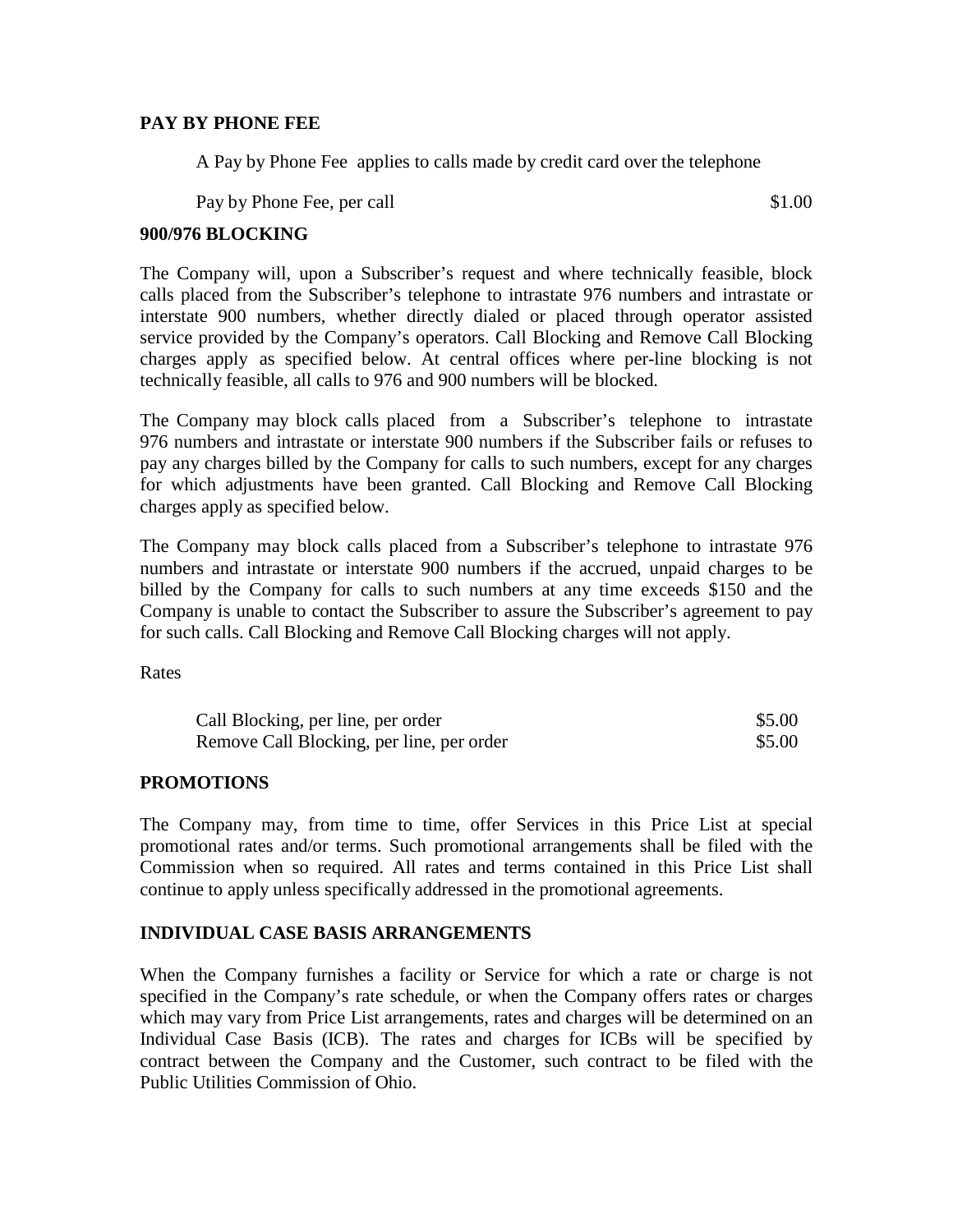**PAY BY PHONE FEE**

A Pay by Phone Fee applies to calls made by credit card over the telephone

| | |
|---|---|
| Pay by Phone Fee, per call | $1.00 |

**900/976 BLOCKING**

The Company will, upon a Subscriber's request and where technically feasible, block calls placed from the Subscriber's telephone to intrastate 976 numbers and intrastate or interstate 900 numbers, whether directly dialed or placed through operator assisted service provided by the Company's operators. Call Blocking and Remove Call Blocking charges apply as specified below. At central offices where per-line blocking is not technically feasible, all calls to 976 and 900 numbers will be blocked.

The Company may block calls placed from a Subscriber's telephone to intrastate 976 numbers and intrastate or interstate 900 numbers if the Subscriber fails or refuses to pay any charges billed by the Company for calls to such numbers, except for any charges for which adjustments have been granted. Call Blocking and Remove Call Blocking charges apply as specified below.

The Company may block calls placed from a Subscriber's telephone to intrastate 976 numbers and intrastate or interstate 900 numbers if the accrued, unpaid charges to be billed by the Company for calls to such numbers at any time exceeds $150 and the Company is unable to contact the Subscriber to assure the Subscriber's agreement to pay for such calls. Call Blocking and Remove Call Blocking charges will not apply.

Rates

| | |
|---|---|
| Call Blocking, per line, per order | $5.00 |
| Remove Call Blocking, per line, per order | $5.00 |

**PROMOTIONS**

The Company may, from time to time, offer Services in this Price List at special promotional rates and/or terms. Such promotional arrangements shall be filed with the Commission when so required. All rates and terms contained in this Price List shall continue to apply unless specifically addressed in the promotional agreements.

**INDIVIDUAL CASE BASIS ARRANGEMENTS**

When the Company furnishes a facility or Service for which a rate or charge is not specified in the Company's rate schedule, or when the Company offers rates or charges which may vary from Price List arrangements, rates and charges will be determined on an Individual Case Basis (ICB). The rates and charges for ICBs will be specified by contract between the Company and the Customer, such contract to be filed with the Public Utilities Commission of Ohio.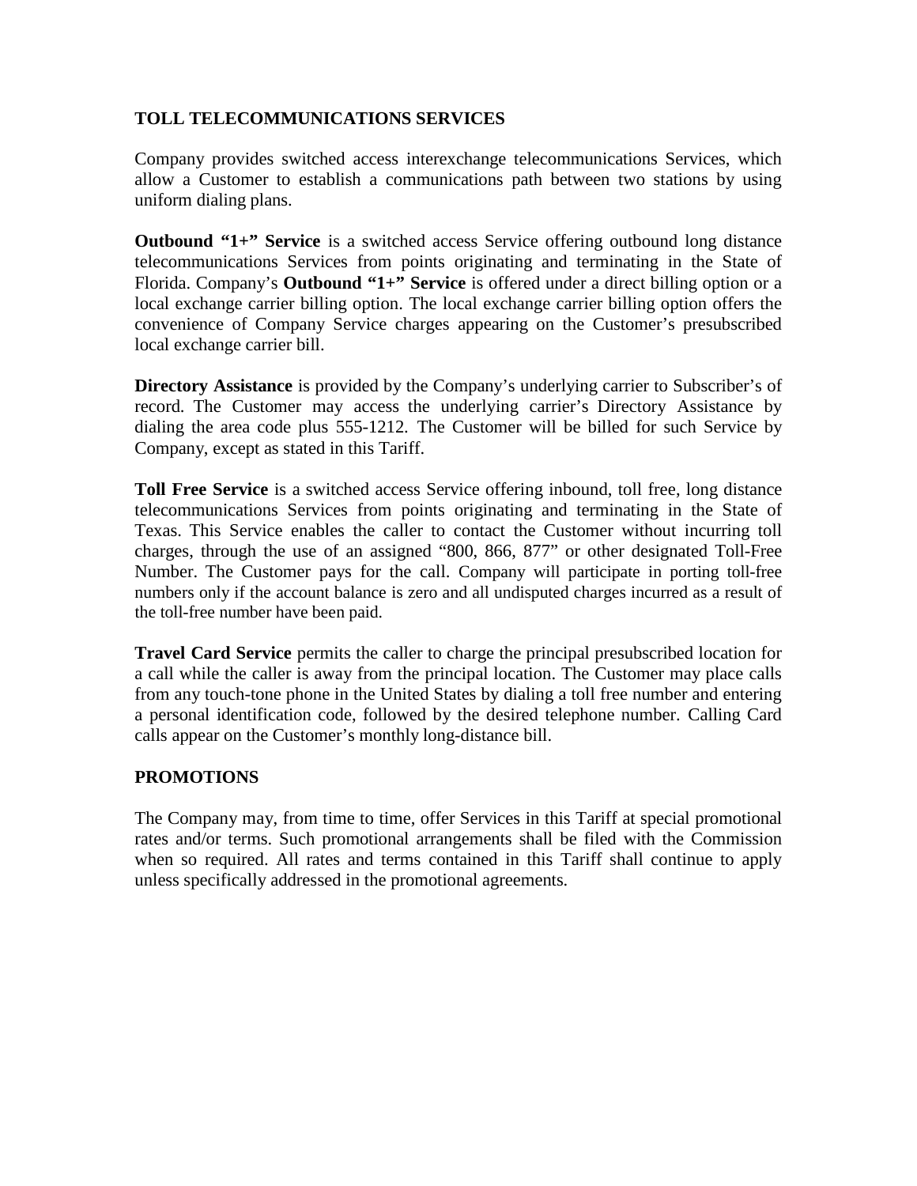## TOLL TELECOMMUNICATIONS SERVICES

Company provides switched access interexchange telecommunications Services, which allow a Customer to establish a communications path between two stations by using uniform dialing plans.

**Outbound "1+" Service** is a switched access Service offering outbound long distance telecommunications Services from points originating and terminating in the State of Florida. Company's **Outbound "1+" Service** is offered under a direct billing option or a local exchange carrier billing option. The local exchange carrier billing option offers the convenience of Company Service charges appearing on the Customer's presubscribed local exchange carrier bill.

**Directory Assistance** is provided by the Company's underlying carrier to Subscriber's of record. The Customer may access the underlying carrier's Directory Assistance by dialing the area code plus 555-1212. The Customer will be billed for such Service by Company, except as stated in this Tariff.

**Toll Free Service** is a switched access Service offering inbound, toll free, long distance telecommunications Services from points originating and terminating in the State of Texas. This Service enables the caller to contact the Customer without incurring toll charges, through the use of an assigned "800, 866, 877" or other designated Toll-Free Number. The Customer pays for the call. Company will participate in porting toll-free numbers only if the account balance is zero and all undisputed charges incurred as a result of the toll-free number have been paid.

**Travel Card Service** permits the caller to charge the principal presubscribed location for a call while the caller is away from the principal location. The Customer may place calls from any touch-tone phone in the United States by dialing a toll free number and entering a personal identification code, followed by the desired telephone number. Calling Card calls appear on the Customer's monthly long-distance bill.

## PROMOTIONS

The Company may, from time to time, offer Services in this Tariff at special promotional rates and/or terms. Such promotional arrangements shall be filed with the Commission when so required. All rates and terms contained in this Tariff shall continue to apply unless specifically addressed in the promotional agreements.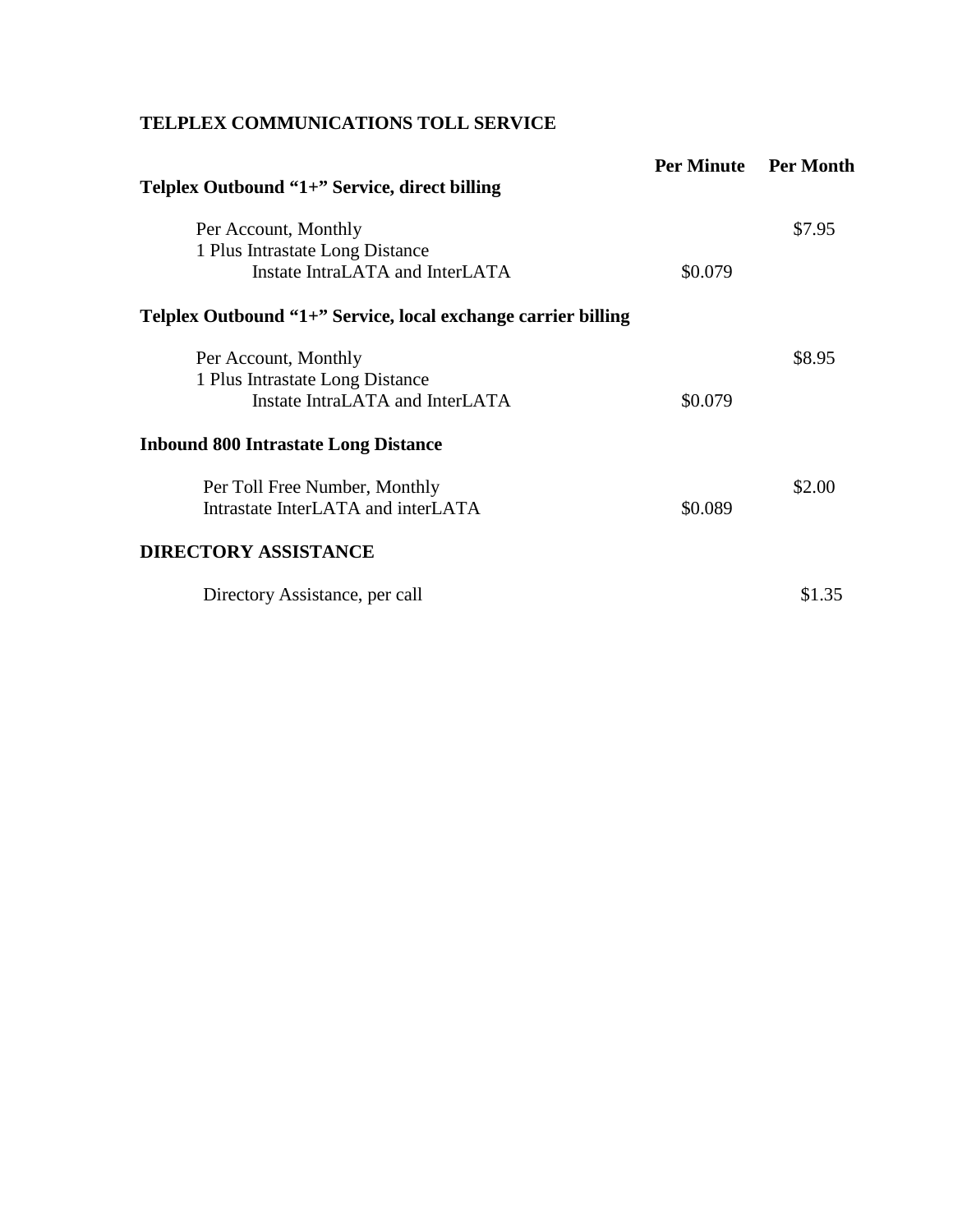**TELPLEX COMMUNICATIONS TOLL SERVICE**

| | Per Minute | Per Month |
|---|---|---|
| **Telplex Outbound "1+" Service, direct billing** | | |
| Per Account, Monthly | | $7.95 |
| 1 Plus Intrastate Long Distance | | |
| Instate IntraLATA and InterLATA | $0.079 | |
| **Telplex Outbound "1+" Service, local exchange carrier billing** | | |
| Per Account, Monthly | | $8.95 |
| 1 Plus Intrastate Long Distance | | |
| Instate IntraLATA and InterLATA | $0.079 | |
| **Inbound 800 Intrastate Long Distance** | | |
| Per Toll Free Number, Monthly | | $2.00 |
| Intrastate InterLATA and interLATA | $0.089 | |
| **DIRECTORY ASSISTANCE** | | |
| Directory Assistance, per call | | $1.35 |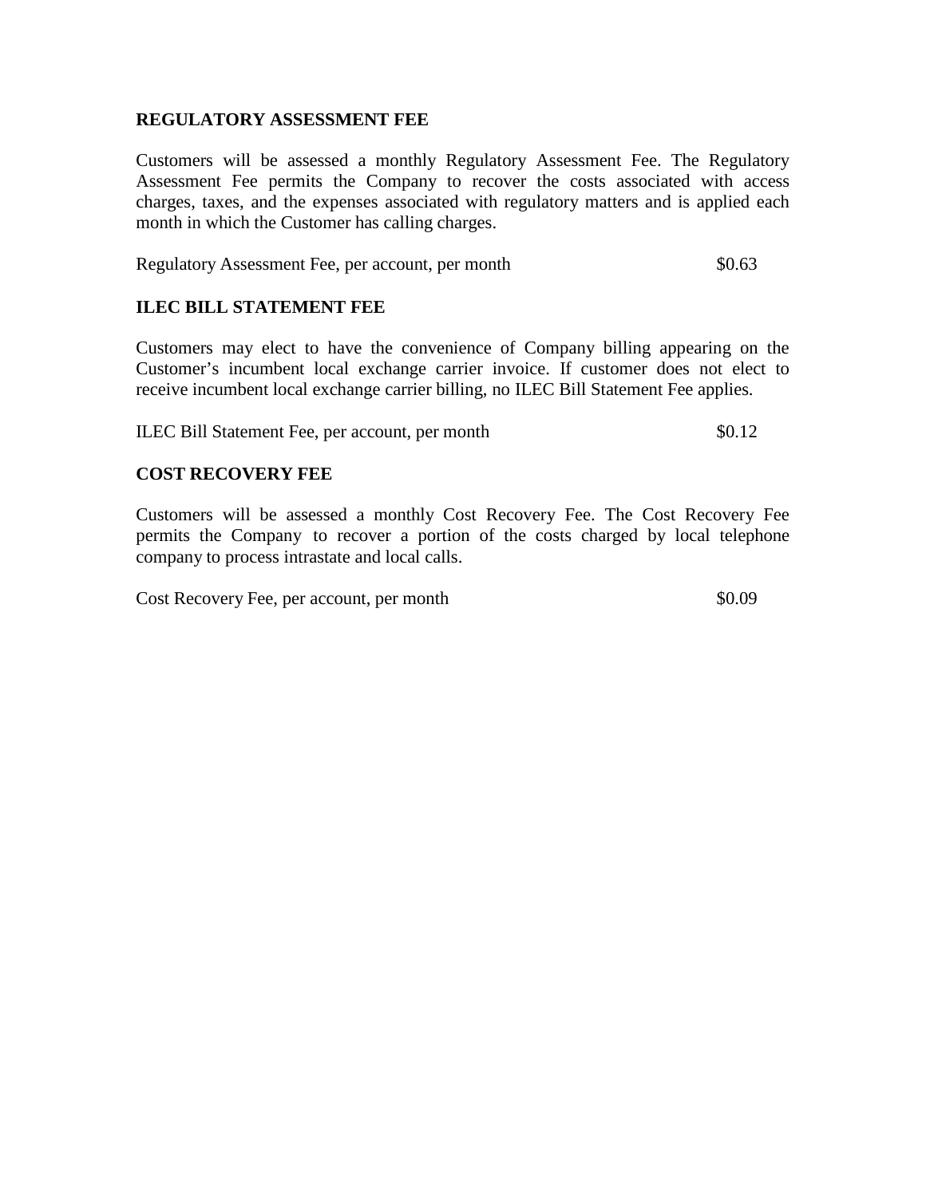**REGULATORY ASSESSMENT FEE**

Customers will be assessed a monthly Regulatory Assessment Fee. The Regulatory Assessment Fee permits the Company to recover the costs associated with access charges, taxes, and the expenses associated with regulatory matters and is applied each month in which the Customer has calling charges.

Regulatory Assessment Fee, per account, per month $0.63

**ILEC BILL STATEMENT FEE**

Customers may elect to have the convenience of Company billing appearing on the Customer's incumbent local exchange carrier invoice. If customer does not elect to receive incumbent local exchange carrier billing, no ILEC Bill Statement Fee applies.

ILEC Bill Statement Fee, per account, per month $0.12

**COST RECOVERY FEE**

Customers will be assessed a monthly Cost Recovery Fee. The Cost Recovery Fee permits the Company to recover a portion of the costs charged by local telephone company to process intrastate and local calls.

Cost Recovery Fee, per account, per month $0.09